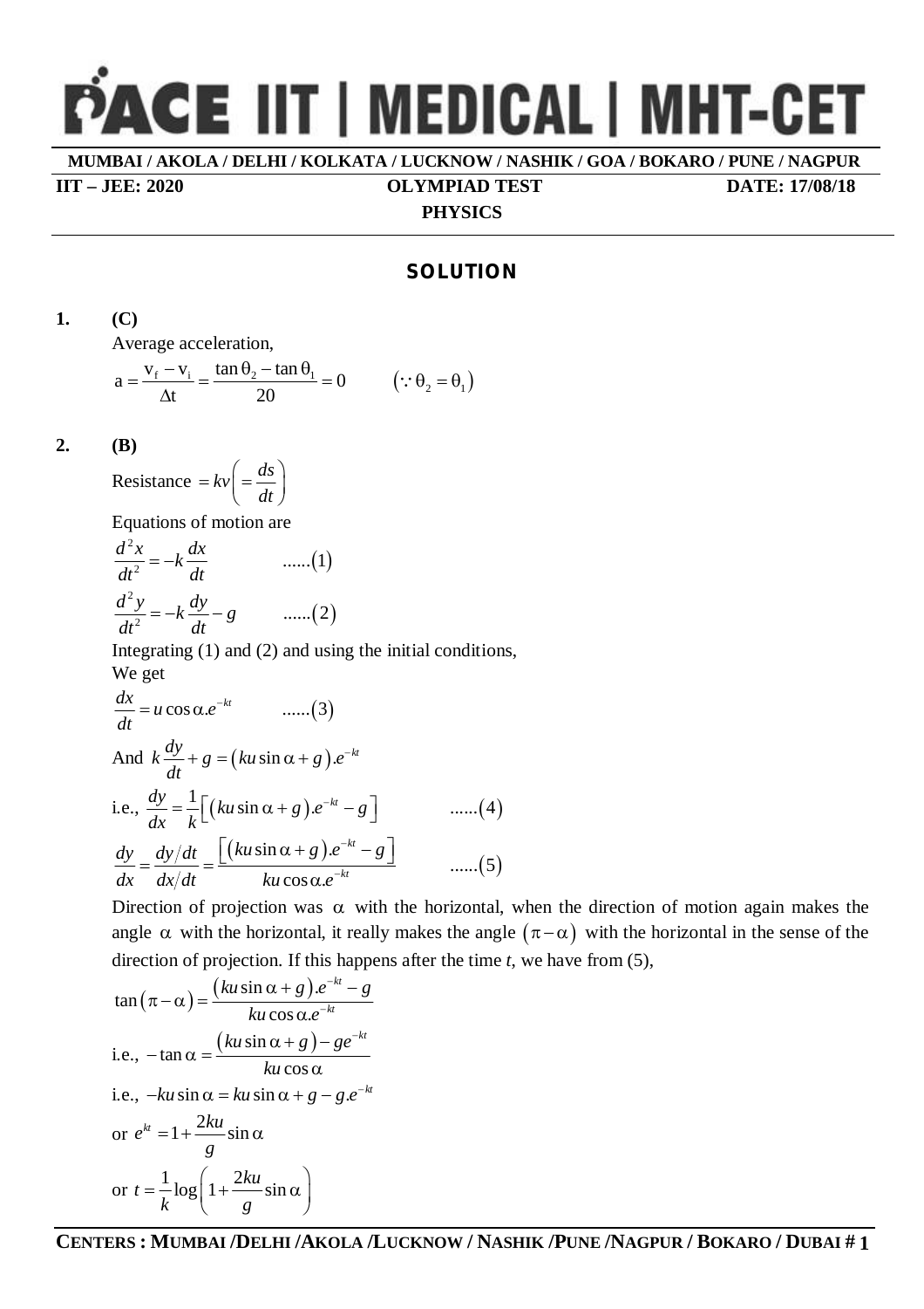# PACE IIT | MEDICAL | MHT-CET

**MUMBAI / AKOLA / DELHI / KOLKATA / LUCKNOW / NASHIK / GOA / BOKARO / PUNE / NAGPUR**

**IIT – JEE: 2020** **OLYMPIAD TEST** **DATE: 17/08/18**

**PHYSICS**

## SOLUTION

**1. (C)**

Average acceleration,

$$a = \frac{v_f - v_i}{\Delta t} = \frac{\tan\theta_2 - \tan\theta_1}{20} = 0 \qquad (\because \theta_2 = \theta_1)$$

**2. (B)**

Resistance $= kv\left(= \dfrac{ds}{dt}\right)$

Equations of motion are

$$\frac{d^2x}{dt^2} = -k\frac{dx}{dt} \qquad ......(1)$$

$$\frac{d^2y}{dt^2} = -k\frac{dy}{dt} - g \qquad ......(2)$$

Integrating (1) and (2) and using the initial conditions,

We get

$$\frac{dx}{dt} = u\cos\alpha . e^{-kt} \qquad ......(3)$$

And $k\dfrac{dy}{dt} + g = (ku\sin\alpha + g).e^{-kt}$

i.e., $\dfrac{dy}{dx} = \dfrac{1}{k}\left[(ku\sin\alpha + g).e^{-kt} - g\right] \qquad ......(4)$

$$\frac{dy}{dx} = \frac{dy/dt}{dx/dt} = \frac{\left[(ku\sin\alpha + g).e^{-kt} - g\right]}{ku\cos\alpha . e^{-kt}} \qquad ......(5)$$

Direction of projection was $\alpha$ with the horizontal, when the direction of motion again makes the angle $\alpha$ with the horizontal, it really makes the angle $(\pi - \alpha)$ with the horizontal in the sense of the direction of projection. If this happens after the time *t*, we have from (5),

$$\tan(\pi - \alpha) = \frac{(ku\sin\alpha + g).e^{-kt} - g}{ku\cos\alpha . e^{-kt}}$$

i.e., $-\tan\alpha = \dfrac{(ku\sin\alpha + g) - ge^{-kt}}{ku\cos\alpha}$

i.e., $-ku\sin\alpha = ku\sin\alpha + g - g.e^{-kt}$

or $e^{kt} = 1 + \dfrac{2ku}{g}\sin\alpha$

or $t = \dfrac{1}{k}\log\left(1 + \dfrac{2ku}{g}\sin\alpha\right)$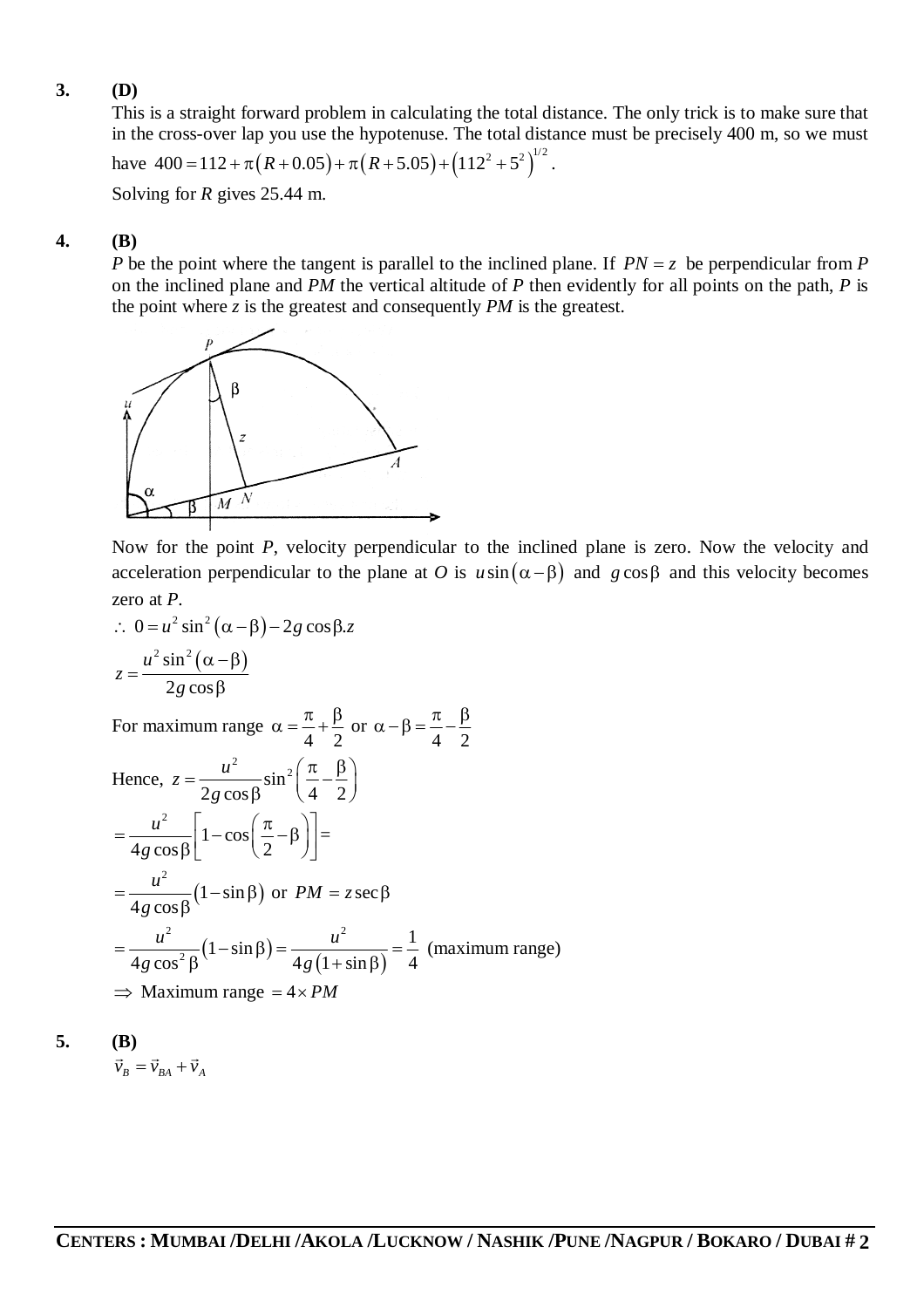**3.** **(D)**

This is a straight forward problem in calculating the total distance. The only trick is to make sure that in the cross-over lap you use the hypotenuse. The total distance must be precisely 400 m, so we must have $400 = 112 + \pi(R + 0.05) + \pi(R + 5.05) + (112^2 + 5^2)^{1/2}$.

Solving for $R$ gives 25.44 m.

**4.** **(B)**

$P$ be the point where the tangent is parallel to the inclined plane. If $PN = z$ be perpendicular from $P$ on the inclined plane and $PM$ the vertical altitude of $P$ then evidently for all points on the path, $P$ is the point where $z$ is the greatest and consequently $PM$ is the greatest.

Now for the point $P$, velocity perpendicular to the inclined plane is zero. Now the velocity and acceleration perpendicular to the plane at $O$ is $u\sin(\alpha - \beta)$ and $g\cos\beta$ and this velocity becomes zero at $P$.

$$\therefore\ 0 = u^2 \sin^2(\alpha - \beta) - 2g\cos\beta . z$$

$$z = \frac{u^2 \sin^2(\alpha - \beta)}{2g\cos\beta}$$

For maximum range $\alpha = \frac{\pi}{4} + \frac{\beta}{2}$ or $\alpha - \beta = \frac{\pi}{4} - \frac{\beta}{2}$

Hence, $z = \frac{u^2}{2g\cos\beta}\sin^2\left(\frac{\pi}{4} - \frac{\beta}{2}\right)$

$$= \frac{u^2}{4g\cos\beta}\left[1 - \cos\left(\frac{\pi}{2} - \beta\right)\right] =$$

$$= \frac{u^2}{4g\cos\beta}(1 - \sin\beta) \text{ or } PM = z\sec\beta$$

$$= \frac{u^2}{4g\cos^2\beta}(1 - \sin\beta) = \frac{u^2}{4g(1 + \sin\beta)} = \frac{1}{4} \text{ (maximum range)}$$

$\Rightarrow$ Maximum range $= 4 \times PM$

**5.** **(B)**

$$\vec{v}_B = \vec{v}_{BA} + \vec{v}_A$$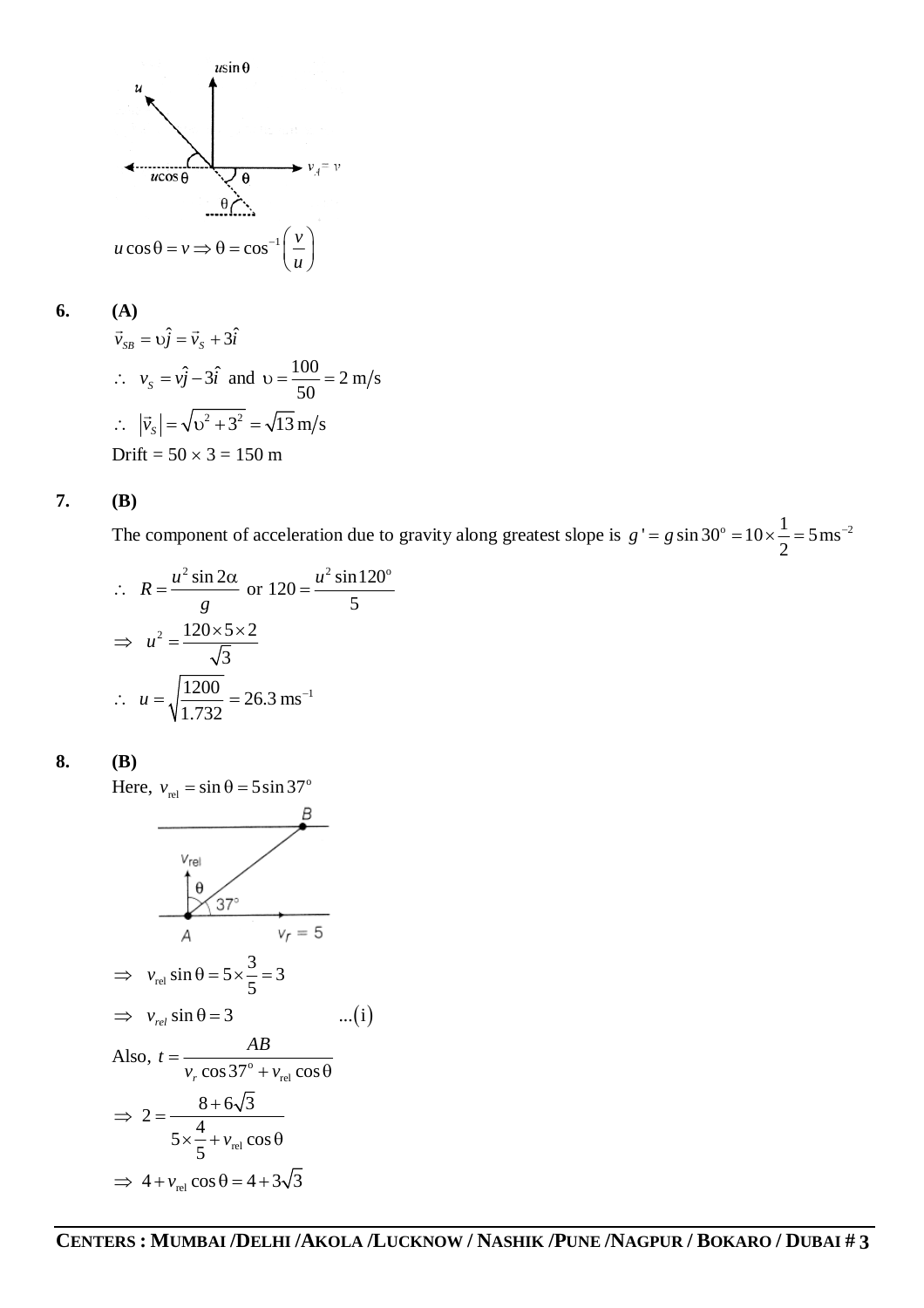$$u\cos\theta = v \Rightarrow \theta = \cos^{-1}\left(\frac{v}{u}\right)$$

**6. (A)**

$\vec{v}_{SB} = \upsilon\hat{j} = \vec{v}_S + 3\hat{i}$

$\therefore\ v_S = v\hat{j} - 3\hat{i}$ and $\upsilon = \frac{100}{50} = 2$ m/s

$\therefore\ |\vec{v}_S| = \sqrt{\upsilon^2 + 3^2} = \sqrt{13}$ m/s

Drift = 50 × 3 = 150 m

**7. (B)**

The component of acceleration due to gravity along greatest slope is $g' = g\sin 30^\circ = 10 \times \frac{1}{2} = 5\,\text{ms}^{-2}$

$\therefore\ R = \frac{u^2 \sin 2\alpha}{g}$ or $120 = \frac{u^2 \sin 120^\circ}{5}$

$\Rightarrow\ u^2 = \frac{120 \times 5 \times 2}{\sqrt{3}}$

$\therefore\ u = \sqrt{\frac{1200}{1.732}} = 26.3\,\text{ms}^{-1}$

**8. (B)**

Here, $v_{\text{rel}} = \sin\theta = 5\sin 37^\circ$

$\Rightarrow\ v_{\text{rel}}\sin\theta = 5 \times \frac{3}{5} = 3$

$\Rightarrow\ v_{rel}\sin\theta = 3 \quad\quad ...(\text{i})$

Also, $t = \frac{AB}{v_r \cos 37^\circ + v_{\text{rel}}\cos\theta}$

$\Rightarrow\ 2 = \frac{8 + 6\sqrt{3}}{5 \times \frac{4}{5} + v_{\text{rel}}\cos\theta}$

$\Rightarrow\ 4 + v_{\text{rel}}\cos\theta = 4 + 3\sqrt{3}$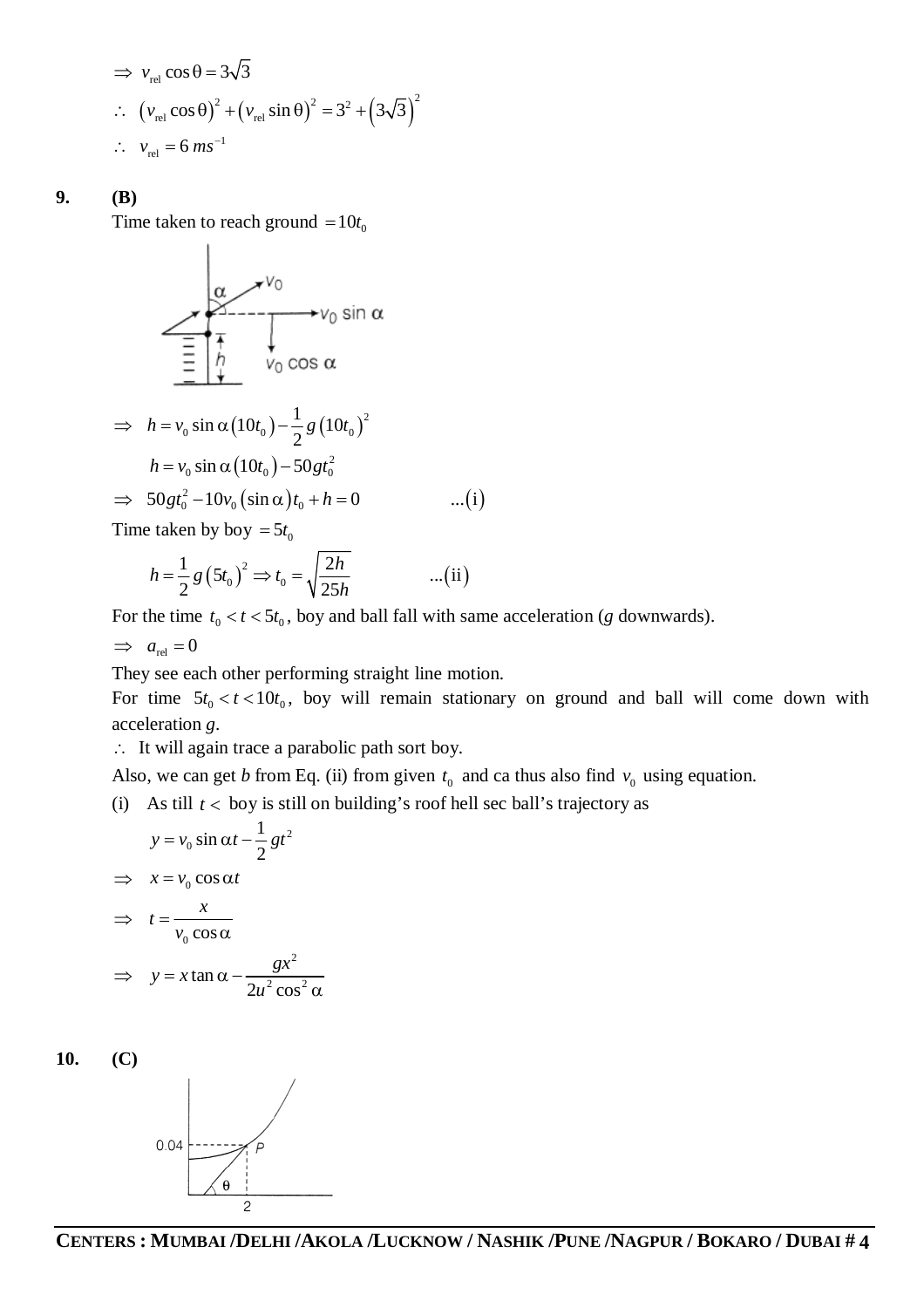$\Rightarrow\ v_{\text{rel}} \cos\theta = 3\sqrt{3}$

$\therefore\ \left(v_{\text{rel}}\cos\theta\right)^2 + \left(v_{\text{rel}}\sin\theta\right)^2 = 3^2 + \left(3\sqrt{3}\right)^2$

$\therefore\ v_{\text{rel}} = 6\ ms^{-1}$

**9.** **(B)**

Time taken to reach ground $= 10t_0$

$$\Rightarrow\ h = v_0 \sin\alpha\left(10t_0\right) - \frac{1}{2}g\left(10t_0\right)^2$$

$$h = v_0 \sin\alpha\left(10t_0\right) - 50gt_0^2$$

$$\Rightarrow\ 50gt_0^2 - 10v_0\left(\sin\alpha\right)t_0 + h = 0 \qquad ...(\text{i})$$

Time taken by boy $= 5t_0$

$$h = \frac{1}{2}g\left(5t_0\right)^2 \Rightarrow t_0 = \sqrt{\frac{2h}{25h}} \qquad ...(\text{ii})$$

For the time $t_0 < t < 5t_0$, boy and ball fall with same acceleration (*g* downwards).

$\Rightarrow\ a_{\text{rel}} = 0$

They see each other performing straight line motion.

For time $5t_0 < t < 10t_0$, boy will remain stationary on ground and ball will come down with acceleration *g*.

$\therefore$ It will again trace a parabolic path sort boy.

Also, we can get *b* from Eq. (ii) from given $t_0$ and ca thus also find $v_0$ using equation.

(i) As till $t <$ boy is still on building's roof hell sec ball's trajectory as

$$y = v_0 \sin\alpha t - \frac{1}{2}gt^2$$

$$\Rightarrow\ x = v_0 \cos\alpha t$$

$$\Rightarrow\ t = \frac{x}{v_0 \cos\alpha}$$

$$\Rightarrow\ y = x\tan\alpha - \frac{gx^2}{2u^2\cos^2\alpha}$$

**10.** **(C)**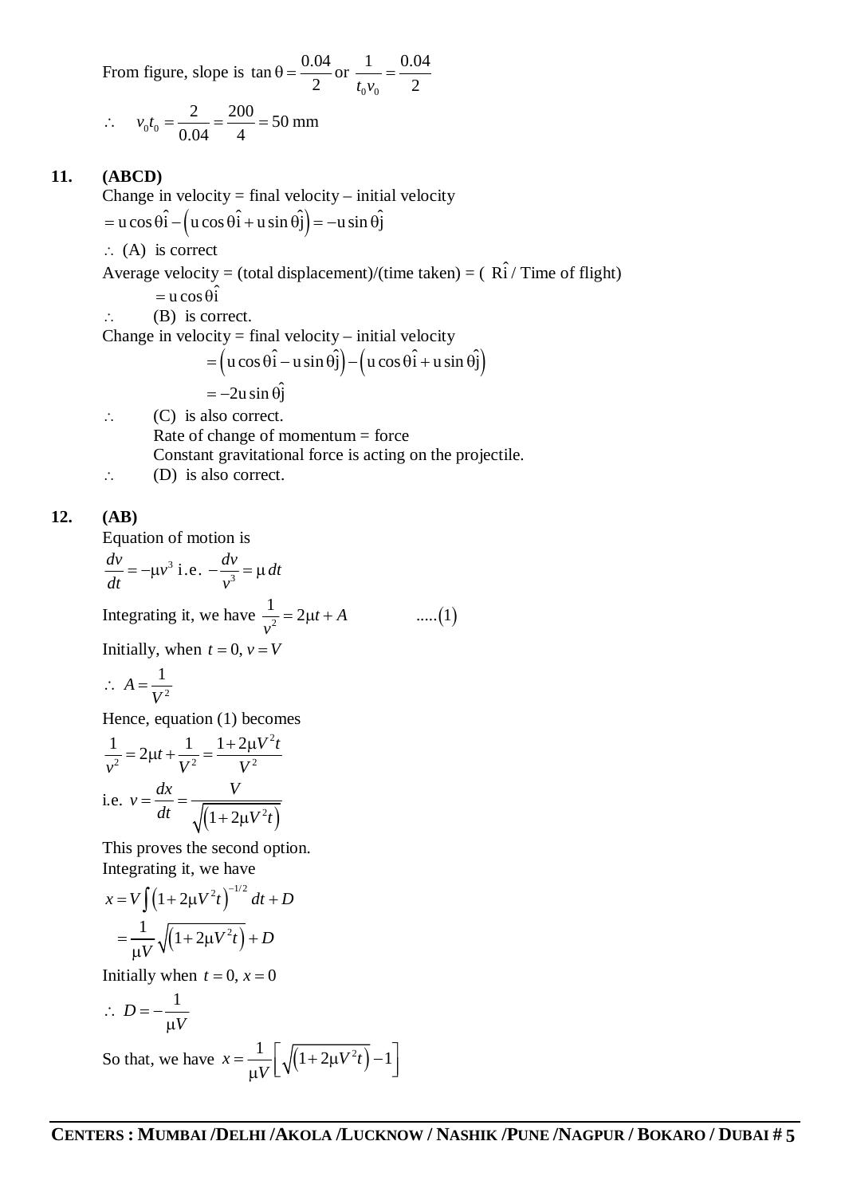From figure, slope is $\tan\theta = \frac{0.04}{2}$ or $\frac{1}{t_0 v_0} = \frac{0.04}{2}$

$\therefore \quad v_0 t_0 = \frac{2}{0.04} = \frac{200}{4} = 50 \text{ mm}$

**11. (ABCD)**

Change in velocity = final velocity – initial velocity

$= u\cos\theta\hat{i} - \left(u\cos\theta\hat{i} + u\sin\theta\hat{j}\right) = -u\sin\theta\hat{j}$

$\therefore$ (A) is correct

Average velocity = (total displacement)/(time taken) = ( $R\hat{i}$ / Time of flight)

$= u\cos\theta\hat{i}$

$\therefore$ (B) is correct.

Change in velocity = final velocity – initial velocity

$= \left(u\cos\theta\hat{i} - u\sin\theta\hat{j}\right) - \left(u\cos\theta\hat{i} + u\sin\theta\hat{j}\right)$

$= -2u\sin\theta\hat{j}$

$\therefore$ (C) is also correct.

Rate of change of momentum = force

Constant gravitational force is acting on the projectile.

$\therefore$ (D) is also correct.

**12. (AB)**

Equation of motion is

$\frac{dv}{dt} = -\mu v^3$ i.e. $-\frac{dv}{v^3} = \mu\, dt$

Integrating it, we have $\frac{1}{v^2} = 2\mu t + A \qquad .....(1)$

Initially, when $t = 0, v = V$

$\therefore\ A = \frac{1}{V^2}$

Hence, equation (1) becomes

$\frac{1}{v^2} = 2\mu t + \frac{1}{V^2} = \frac{1 + 2\mu V^2 t}{V^2}$

i.e. $v = \frac{dx}{dt} = \frac{V}{\sqrt{\left(1 + 2\mu V^2 t\right)}}$

This proves the second option.

Integrating it, we have

$x = V\int \left(1 + 2\mu V^2 t\right)^{-1/2} dt + D$

$= \frac{1}{\mu V}\sqrt{\left(1 + 2\mu V^2 t\right)} + D$

Initially when $t = 0, x = 0$

$\therefore\ D = -\frac{1}{\mu V}$

So that, we have $x = \frac{1}{\mu V}\left[\sqrt{\left(1 + 2\mu V^2 t\right)} - 1\right]$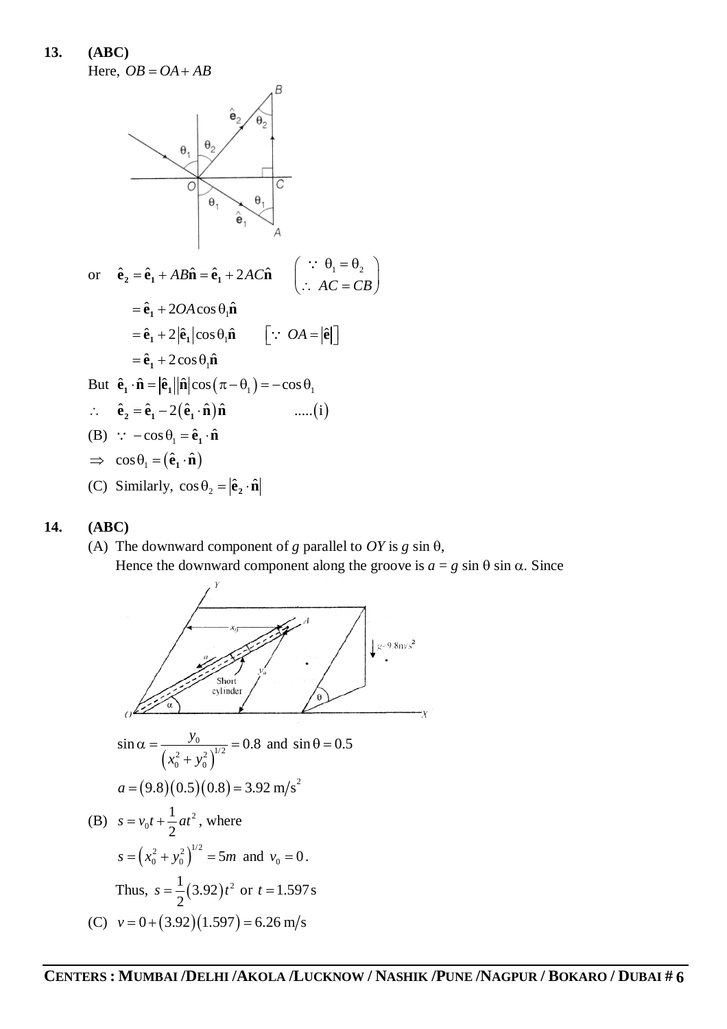**13. (ABC)**

Here, $OB = OA + AB$

or $\quad \hat{\mathbf{e}}_2 = \hat{\mathbf{e}}_1 + AB\hat{\mathbf{n}} = \hat{\mathbf{e}}_1 + 2AC\hat{\mathbf{n}} \qquad \left(\begin{array}{l} \because\ \theta_1 = \theta_2 \\ \therefore\ AC = CB \end{array}\right)$

$$= \hat{\mathbf{e}}_1 + 2OA\cos\theta_1\hat{\mathbf{n}}$$

$$= \hat{\mathbf{e}}_1 + 2\left|\hat{\mathbf{e}}_1\right|\cos\theta_1\hat{\mathbf{n}} \qquad \left[\because\ OA = \left|\hat{\mathbf{e}}\right|\right]$$

$$= \hat{\mathbf{e}}_1 + 2\cos\theta_1\hat{\mathbf{n}}$$

But $\hat{\mathbf{e}}_1 \cdot \hat{\mathbf{n}} = \left|\hat{\mathbf{e}}_1\right|\left|\hat{\mathbf{n}}\right|\cos\left(\pi - \theta_1\right) = -\cos\theta_1$

$\therefore \quad \hat{\mathbf{e}}_2 = \hat{\mathbf{e}}_1 - 2\left(\hat{\mathbf{e}}_1 \cdot \hat{\mathbf{n}}\right)\hat{\mathbf{n}} \qquad .....(\text{i})$

(B) $\because\ -\cos\theta_1 = \hat{\mathbf{e}}_1 \cdot \hat{\mathbf{n}}$

$\Rightarrow\ \cos\theta_1 = \left(\hat{\mathbf{e}}_1 \cdot \hat{\mathbf{n}}\right)$

(C) Similarly, $\cos\theta_2 = \left|\hat{\mathbf{e}}_2 \cdot \hat{\mathbf{n}}\right|$

**14. (ABC)**

(A) The downward component of $g$ parallel to $OY$ is $g\sin\theta$,

Hence the downward component along the groove is $a = g\sin\theta\sin\alpha$. Since

$$\sin\alpha = \frac{y_0}{\left(x_0^2 + y_0^2\right)^{1/2}} = 0.8 \text{ and } \sin\theta = 0.5$$

$$a = (9.8)(0.5)(0.8) = 3.92 \text{ m/s}^2$$

(B) $s = v_0 t + \frac{1}{2}at^2$, where

$s = \left(x_0^2 + y_0^2\right)^{1/2} = 5m$ and $v_0 = 0$.

Thus, $s = \frac{1}{2}(3.92)t^2$ or $t = 1.597\text{s}$

(C) $v = 0 + (3.92)(1.597) = 6.26 \text{ m/s}$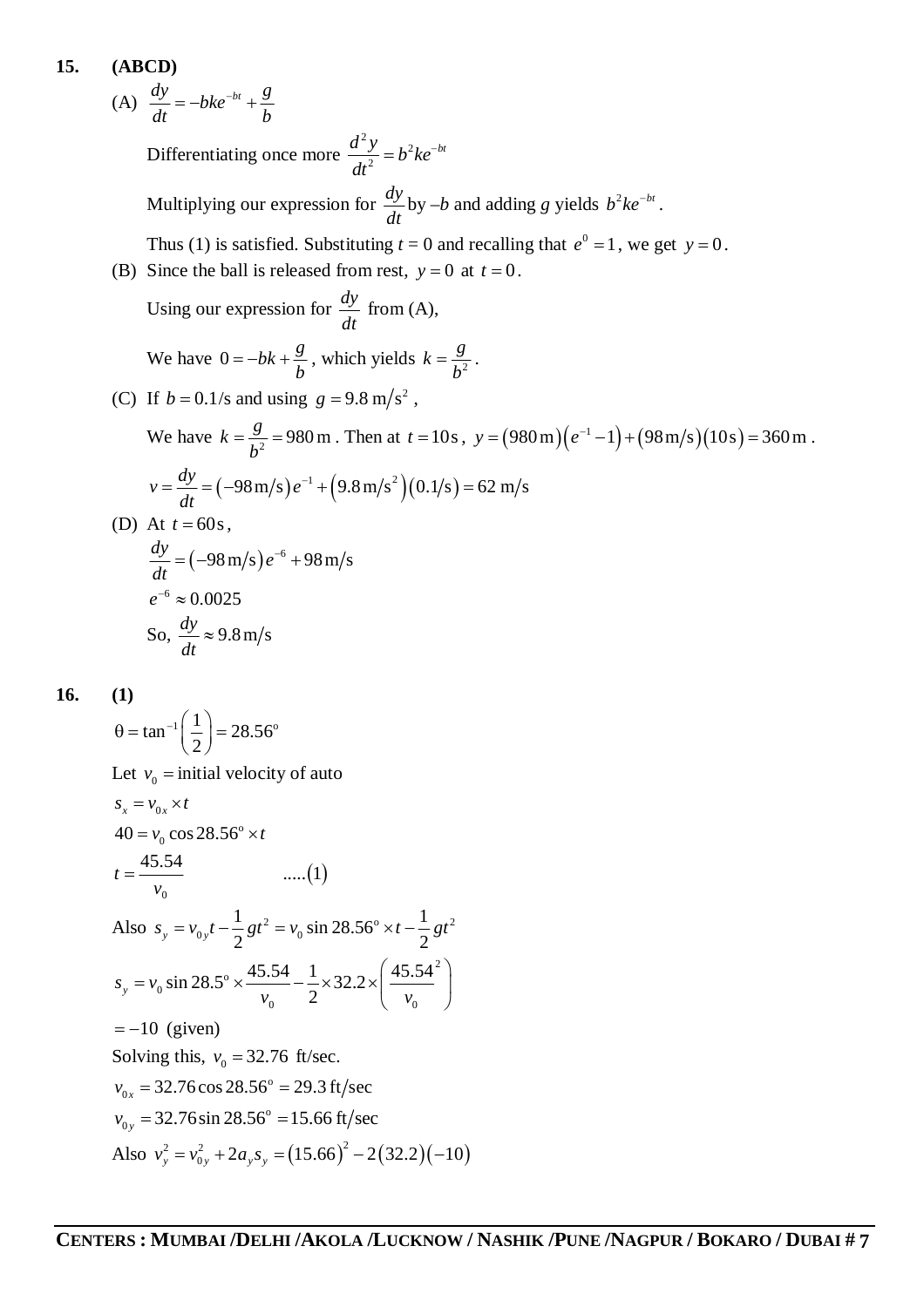**15. (ABCD)**

(A) $\dfrac{dy}{dt} = -bke^{-bt} + \dfrac{g}{b}$

Differentiating once more $\dfrac{d^2y}{dt^2} = b^2ke^{-bt}$

Multiplying our expression for $\dfrac{dy}{dt}$ by $-b$ and adding $g$ yields $b^2ke^{-bt}$.

Thus (1) is satisfied. Substituting $t = 0$ and recalling that $e^0 = 1$, we get $y = 0$.

(B) Since the ball is released from rest, $y = 0$ at $t = 0$.

Using our expression for $\dfrac{dy}{dt}$ from (A),

We have $0 = -bk + \dfrac{g}{b}$, which yields $k = \dfrac{g}{b^2}$.

(C) If $b = 0.1/\text{s}$ and using $g = 9.8\ \text{m/s}^2$,

We have $k = \dfrac{g}{b^2} = 980\,\text{m}$. Then at $t = 10\,\text{s}$, $y = (980\,\text{m})(e^{-1} - 1) + (98\,\text{m/s})(10\,\text{s}) = 360\,\text{m}$.

$v = \dfrac{dy}{dt} = (-98\,\text{m/s})e^{-1} + (9.8\,\text{m/s}^2)(0.1/\text{s}) = 62\ \text{m/s}$

(D) At $t = 60\,\text{s}$,

$\dfrac{dy}{dt} = (-98\,\text{m/s})e^{-6} + 98\,\text{m/s}$

$e^{-6} \approx 0.0025$

So, $\dfrac{dy}{dt} \approx 9.8\,\text{m/s}$

**16. (1)**

$\theta = \tan^{-1}\left(\dfrac{1}{2}\right) = 28.56^\circ$

Let $v_0$ = initial velocity of auto

$s_x = v_{0x} \times t$

$40 = v_0 \cos 28.56^\circ \times t$

$t = \dfrac{45.54}{v_0} \qquad .....(1)$

Also $s_y = v_{0y}t - \dfrac{1}{2}gt^2 = v_0 \sin 28.56^\circ \times t - \dfrac{1}{2}gt^2$

$s_y = v_0 \sin 28.5^\circ \times \dfrac{45.54}{v_0} - \dfrac{1}{2} \times 32.2 \times \left(\dfrac{45.54^2}{v_0}\right)$

$= -10$ (given)

Solving this, $v_0 = 32.76$ ft/sec.

$v_{0x} = 32.76 \cos 28.56^\circ = 29.3\,\text{ft/sec}$

$v_{0y} = 32.76 \sin 28.56^\circ = 15.66\,\text{ft/sec}$

Also $v_y^2 = v_{0y}^2 + 2a_y s_y = (15.66)^2 - 2(32.2)(-10)$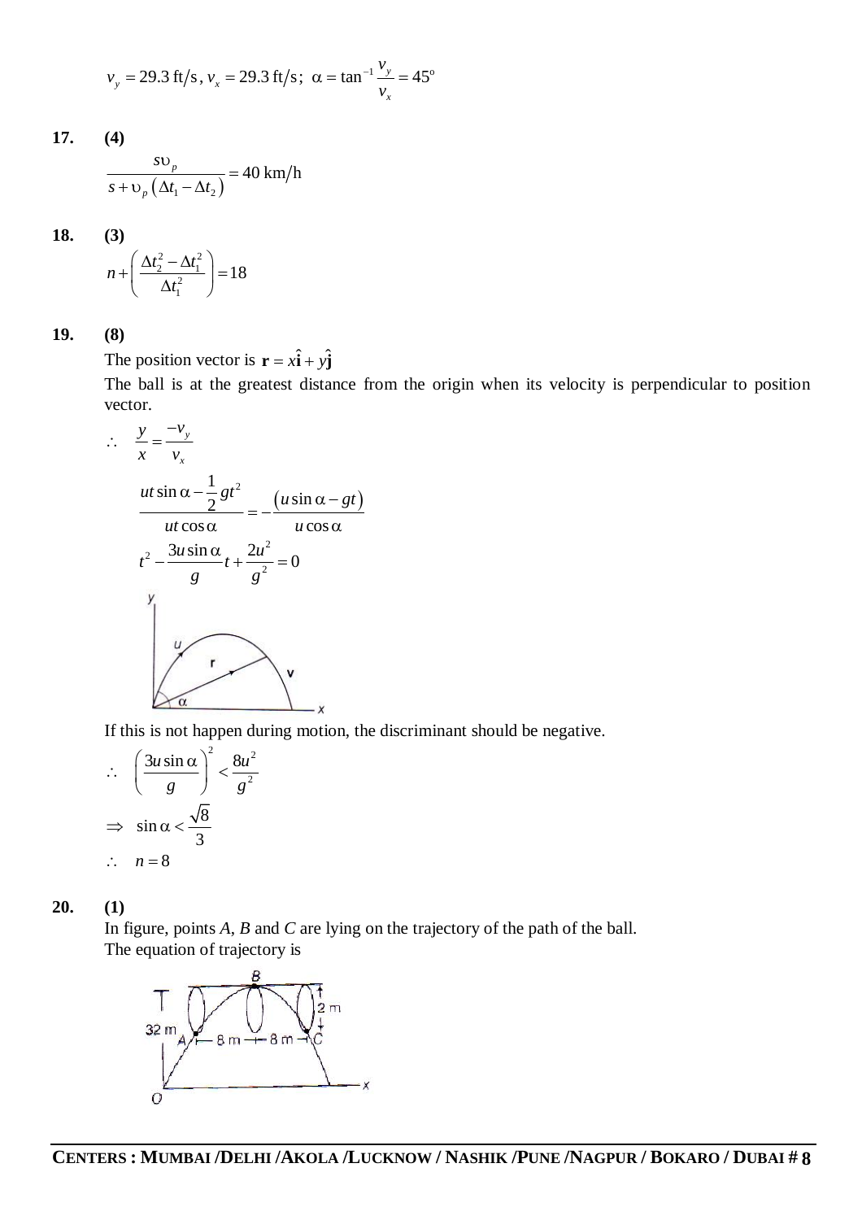$$v_y = 29.3 \text{ ft/s}, v_x = 29.3 \text{ ft/s}; \ \alpha = \tan^{-1}\frac{v_y}{v_x} = 45^\circ$$

**17.** **(4)**

$$\frac{s\upsilon_p}{s + \upsilon_p\left(\Delta t_1 - \Delta t_2\right)} = 40 \text{ km/h}$$

**18.** **(3)**

$$n + \left(\frac{\Delta t_2^2 - \Delta t_1^2}{\Delta t_1^2}\right) = 18$$

**19.** **(8)**

The position vector is $\mathbf{r} = x\hat{\mathbf{i}} + y\hat{\mathbf{j}}$

The ball is at the greatest distance from the origin when its velocity is perpendicular to position vector.

$$\therefore \quad \frac{y}{x} = \frac{-v_y}{v_x}$$

$$\frac{ut\sin\alpha - \frac{1}{2}gt^2}{ut\cos\alpha} = -\frac{\left(u\sin\alpha - gt\right)}{u\cos\alpha}$$

$$t^2 - \frac{3u\sin\alpha}{g}t + \frac{2u^2}{g^2} = 0$$

If this is not happen during motion, the discriminant should be negative.

$$\therefore \quad \left(\frac{3u\sin\alpha}{g}\right)^2 < \frac{8u^2}{g^2}$$

$$\Rightarrow \quad \sin\alpha < \frac{\sqrt{8}}{3}$$

$$\therefore \quad n = 8$$

**20.** **(1)**

In figure, points *A*, *B* and *C* are lying on the trajectory of the path of the ball.

The equation of trajectory is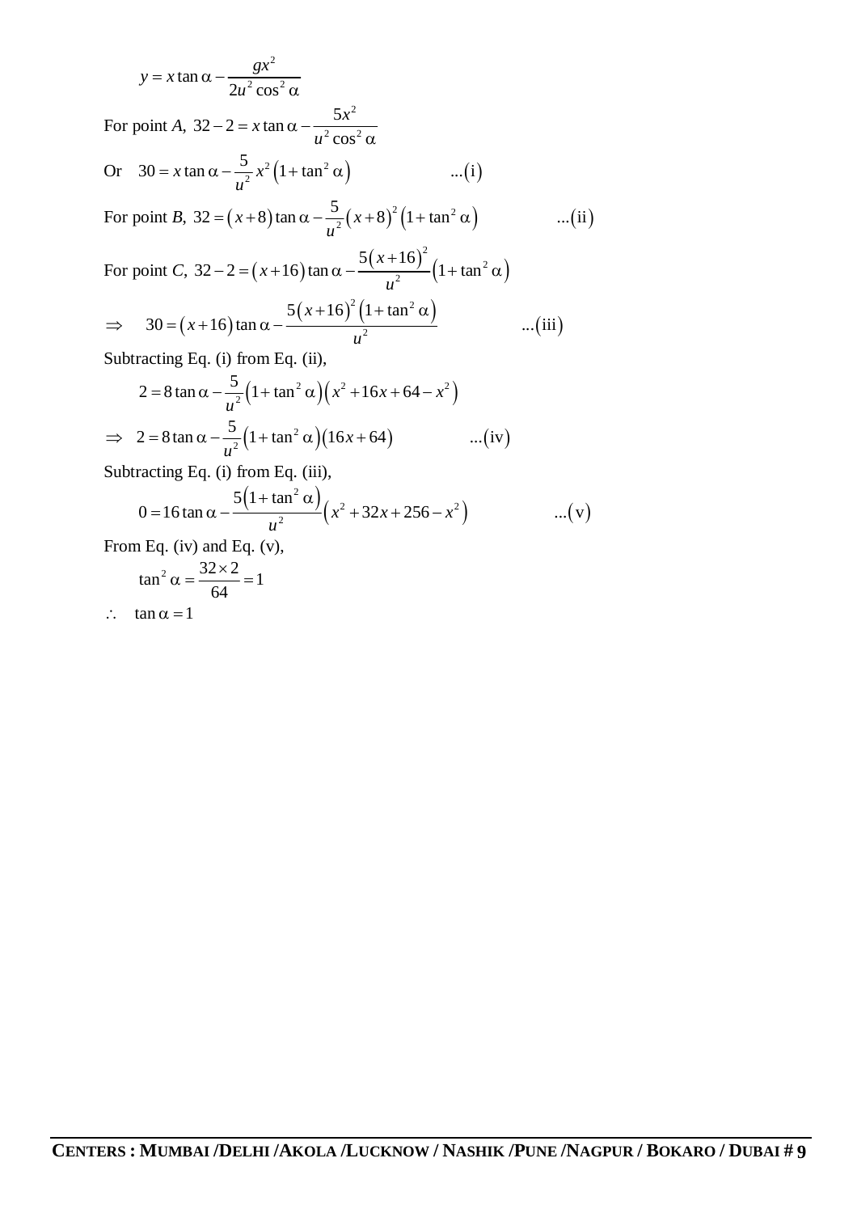$$y = x\tan\alpha - \frac{gx^2}{2u^2\cos^2\alpha}$$

For point *A*, $32 - 2 = x\tan\alpha - \dfrac{5x^2}{u^2\cos^2\alpha}$

Or $\quad 30 = x\tan\alpha - \dfrac{5}{u^2}x^2\left(1+\tan^2\alpha\right) \qquad \ldots(\text{i})$

For point *B*, $32 = \left(x+8\right)\tan\alpha - \dfrac{5}{u^2}\left(x+8\right)^2\left(1+\tan^2\alpha\right) \qquad \ldots(\text{ii})$

For point *C*, $32 - 2 = \left(x+16\right)\tan\alpha - \dfrac{5\left(x+16\right)^2}{u^2}\left(1+\tan^2\alpha\right)$

$\Rightarrow \quad 30 = \left(x+16\right)\tan\alpha - \dfrac{5\left(x+16\right)^2\left(1+\tan^2\alpha\right)}{u^2} \qquad \ldots(\text{iii})$

Subtracting Eq. (i) from Eq. (ii),

$$2 = 8\tan\alpha - \frac{5}{u^2}\left(1+\tan^2\alpha\right)\left(x^2+16x+64-x^2\right)$$

$\Rightarrow \quad 2 = 8\tan\alpha - \dfrac{5}{u^2}\left(1+\tan^2\alpha\right)\left(16x+64\right) \qquad \ldots(\text{iv})$

Subtracting Eq. (i) from Eq. (iii),

$$0 = 16\tan\alpha - \frac{5\left(1+\tan^2\alpha\right)}{u^2}\left(x^2+32x+256-x^2\right) \qquad \ldots(\text{v})$$

From Eq. (iv) and Eq. (v),

$$\tan^2\alpha = \frac{32\times 2}{64} = 1$$

$\therefore \quad \tan\alpha = 1$